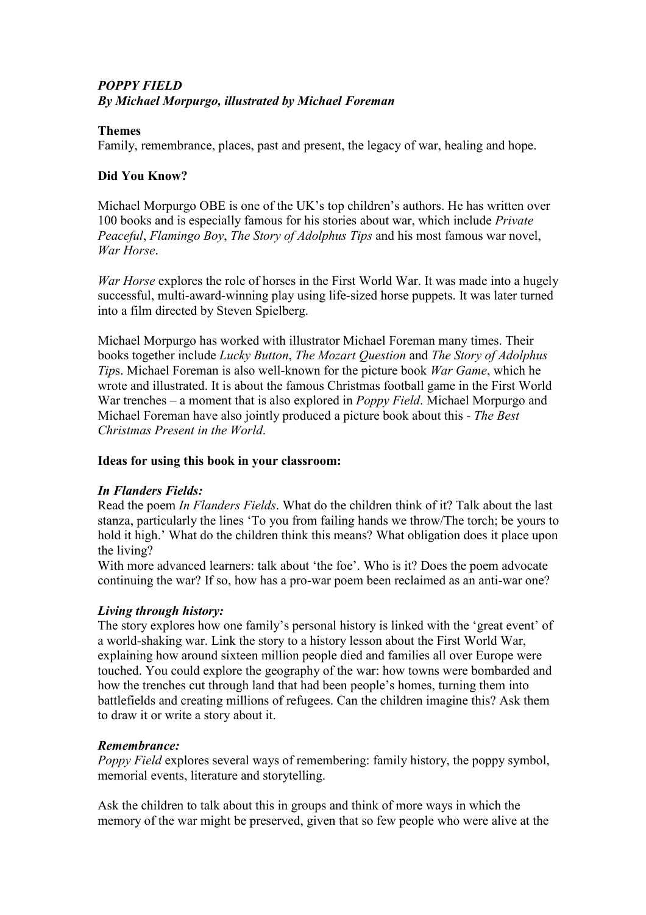***POPPY FIELD***
***By Michael Morpurgo, illustrated by Michael Foreman***

**Themes**
Family, remembrance, places, past and present, the legacy of war, healing and hope.

**Did You Know?**

Michael Morpurgo OBE is one of the UK's top children's authors. He has written over 100 books and is especially famous for his stories about war, which include *Private Peaceful*, *Flamingo Boy*, *The Story of Adolphus Tips* and his most famous war novel, *War Horse*.

*War Horse* explores the role of horses in the First World War. It was made into a hugely successful, multi-award-winning play using life-sized horse puppets. It was later turned into a film directed by Steven Spielberg.

Michael Morpurgo has worked with illustrator Michael Foreman many times. Their books together include *Lucky Button*, *The Mozart Question* and *The Story of Adolphus Tip*s. Michael Foreman is also well-known for the picture book *War Game*, which he wrote and illustrated. It is about the famous Christmas football game in the First World War trenches – a moment that is also explored in *Poppy Field*. Michael Morpurgo and Michael Foreman have also jointly produced a picture book about this - *The Best Christmas Present in the World*.

**Ideas for using this book in your classroom:**

***In Flanders Fields:***
Read the poem *In Flanders Fields*. What do the children think of it? Talk about the last stanza, particularly the lines 'To you from failing hands we throw/The torch; be yours to hold it high.' What do the children think this means? What obligation does it place upon the living?
With more advanced learners: talk about 'the foe'. Who is it? Does the poem advocate continuing the war? If so, how has a pro-war poem been reclaimed as an anti-war one?

***Living through history:***
The story explores how one family's personal history is linked with the 'great event' of a world-shaking war. Link the story to a history lesson about the First World War, explaining how around sixteen million people died and families all over Europe were touched. You could explore the geography of the war: how towns were bombarded and how the trenches cut through land that had been people's homes, turning them into battlefields and creating millions of refugees. Can the children imagine this? Ask them to draw it or write a story about it.

***Remembrance:***
*Poppy Field* explores several ways of remembering: family history, the poppy symbol, memorial events, literature and storytelling.

Ask the children to talk about this in groups and think of more ways in which the memory of the war might be preserved, given that so few people who were alive at the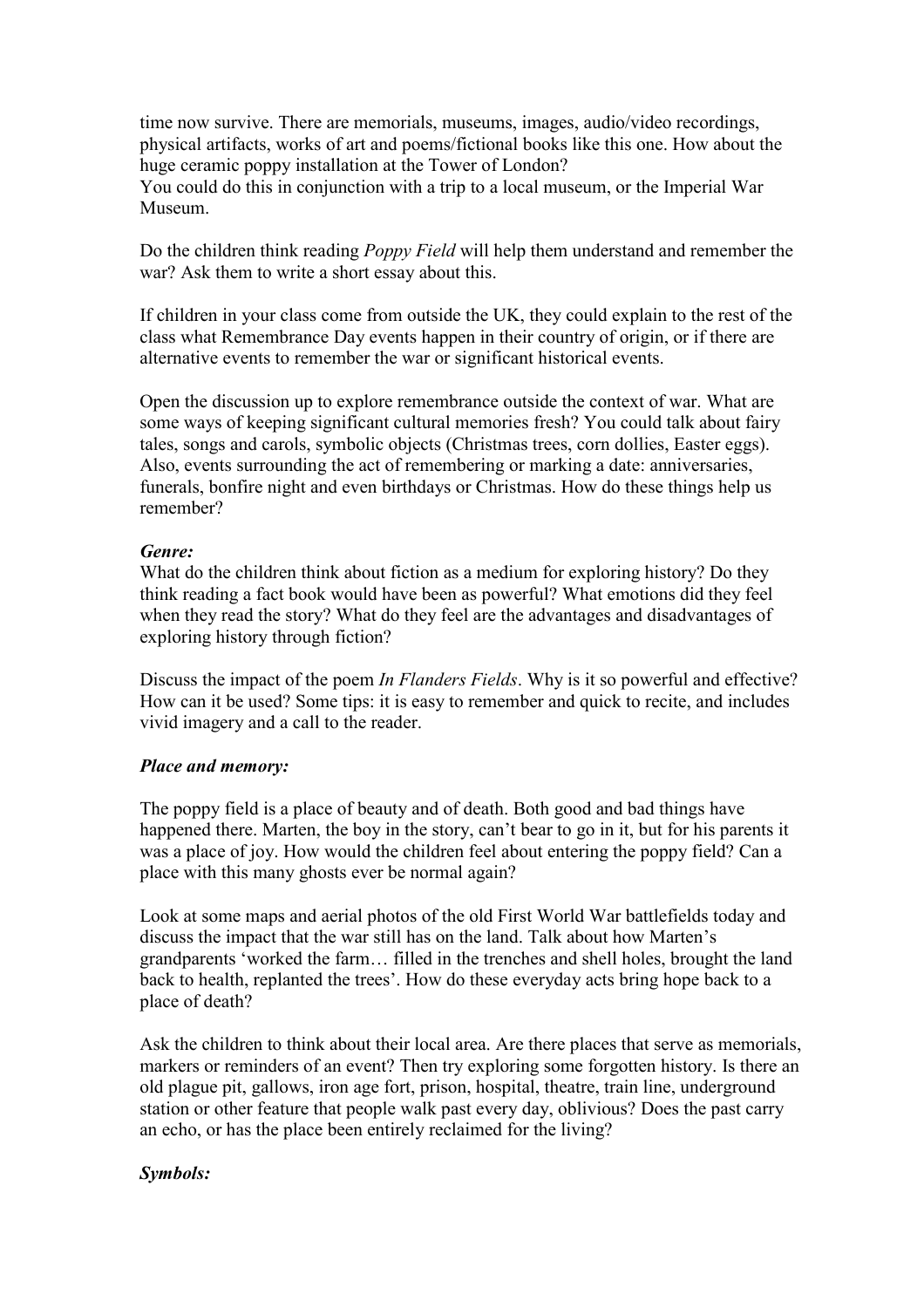time now survive. There are memorials, museums, images, audio/video recordings, physical artifacts, works of art and poems/fictional books like this one. How about the huge ceramic poppy installation at the Tower of London?
You could do this in conjunction with a trip to a local museum, or the Imperial War Museum.

Do the children think reading *Poppy Field* will help them understand and remember the war? Ask them to write a short essay about this.

If children in your class come from outside the UK, they could explain to the rest of the class what Remembrance Day events happen in their country of origin, or if there are alternative events to remember the war or significant historical events.

Open the discussion up to explore remembrance outside the context of war. What are some ways of keeping significant cultural memories fresh? You could talk about fairy tales, songs and carols, symbolic objects (Christmas trees, corn dollies, Easter eggs). Also, events surrounding the act of remembering or marking a date: anniversaries, funerals, bonfire night and even birthdays or Christmas. How do these things help us remember?

***Genre:***

What do the children think about fiction as a medium for exploring history? Do they think reading a fact book would have been as powerful? What emotions did they feel when they read the story? What do they feel are the advantages and disadvantages of exploring history through fiction?

Discuss the impact of the poem *In Flanders Fields*. Why is it so powerful and effective? How can it be used? Some tips: it is easy to remember and quick to recite, and includes vivid imagery and a call to the reader.

***Place and memory:***

The poppy field is a place of beauty and of death. Both good and bad things have happened there. Marten, the boy in the story, can't bear to go in it, but for his parents it was a place of joy. How would the children feel about entering the poppy field? Can a place with this many ghosts ever be normal again?

Look at some maps and aerial photos of the old First World War battlefields today and discuss the impact that the war still has on the land. Talk about how Marten's grandparents 'worked the farm… filled in the trenches and shell holes, brought the land back to health, replanted the trees'. How do these everyday acts bring hope back to a place of death?

Ask the children to think about their local area. Are there places that serve as memorials, markers or reminders of an event? Then try exploring some forgotten history. Is there an old plague pit, gallows, iron age fort, prison, hospital, theatre, train line, underground station or other feature that people walk past every day, oblivious? Does the past carry an echo, or has the place been entirely reclaimed for the living?

***Symbols:***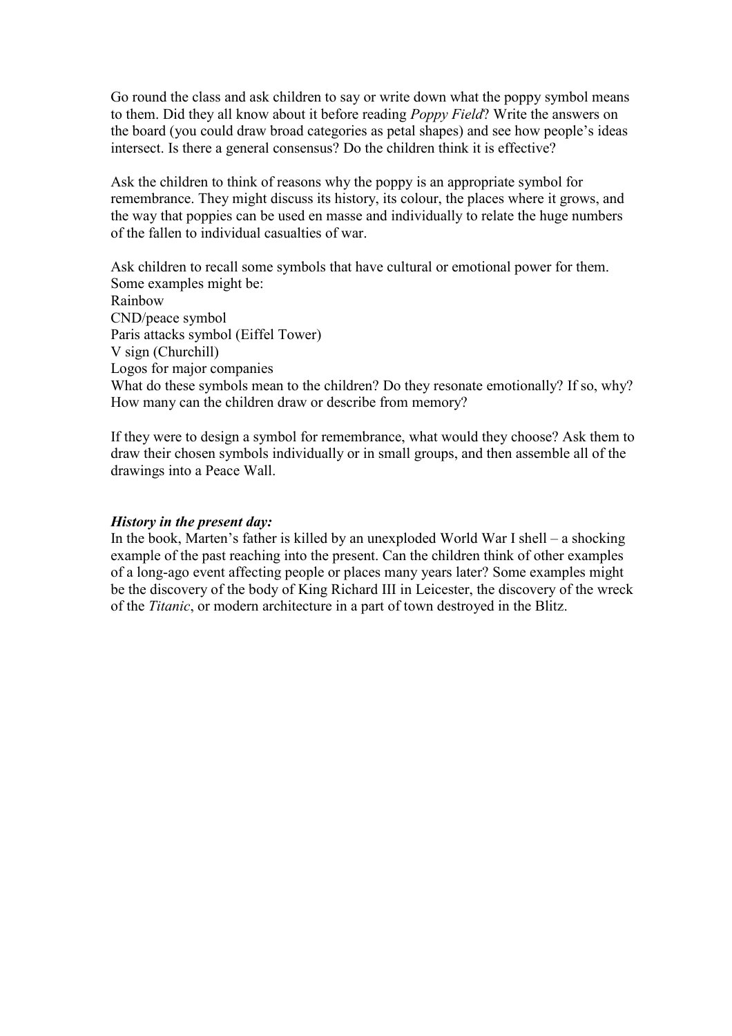Go round the class and ask children to say or write down what the poppy symbol means to them. Did they all know about it before reading *Poppy Field*? Write the answers on the board (you could draw broad categories as petal shapes) and see how people's ideas intersect. Is there a general consensus? Do the children think it is effective?

Ask the children to think of reasons why the poppy is an appropriate symbol for remembrance. They might discuss its history, its colour, the places where it grows, and the way that poppies can be used en masse and individually to relate the huge numbers of the fallen to individual casualties of war.

Ask children to recall some symbols that have cultural or emotional power for them. Some examples might be:
Rainbow
CND/peace symbol
Paris attacks symbol (Eiffel Tower)
V sign (Churchill)
Logos for major companies
What do these symbols mean to the children? Do they resonate emotionally? If so, why? How many can the children draw or describe from memory?

If they were to design a symbol for remembrance, what would they choose? Ask them to draw their chosen symbols individually or in small groups, and then assemble all of the drawings into a Peace Wall.

***History in the present day:***
In the book, Marten's father is killed by an unexploded World War I shell – a shocking example of the past reaching into the present. Can the children think of other examples of a long-ago event affecting people or places many years later? Some examples might be the discovery of the body of King Richard III in Leicester, the discovery of the wreck of the *Titanic*, or modern architecture in a part of town destroyed in the Blitz.